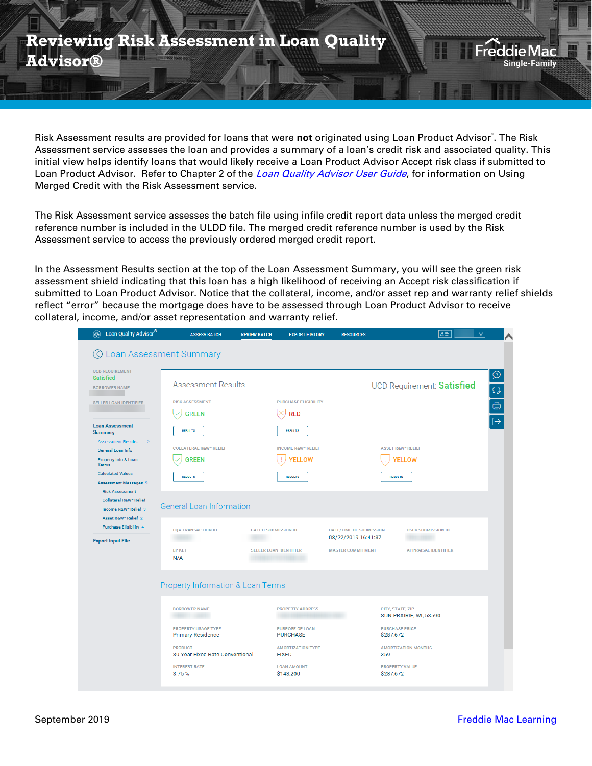# Reviewing Risk Assessment in Loan Quality Advisor®

Risk Assessment results are provided for loans that were **not** originated using Loan Product Advisor®. The Risk Assessment service assesses the loan and provides a summary of a loan's credit risk and associated quality. This initial view helps identify loans that would likely receive a Loan Product Advisor Accept risk class if submitted to Loan Product Advisor. Refer to Chapter 2 of the *Loan Quality Advisor User Guide*, for information on Using Merged Credit with the Risk Assessment service.

The Risk Assessment service assesses the batch file using infile credit report data unless the merged credit reference number is included in the ULDD file. The merged credit reference number is used by the Risk Assessment service to access the previously ordered merged credit report.

In the Assessment Results section at the top of the Loan Assessment Summary, you will see the green risk assessment shield indicating that this loan has a high likelihood of receiving an Accept risk classification if submitted to Loan Product Advisor. Notice that the collateral, income, and/or asset rep and warranty relief shields reflect "error" because the mortgage does have to be assessed through Loan Product Advisor to receive collateral, income, and/or asset representation and warranty relief.

September 2019 | Freddie Mac Learning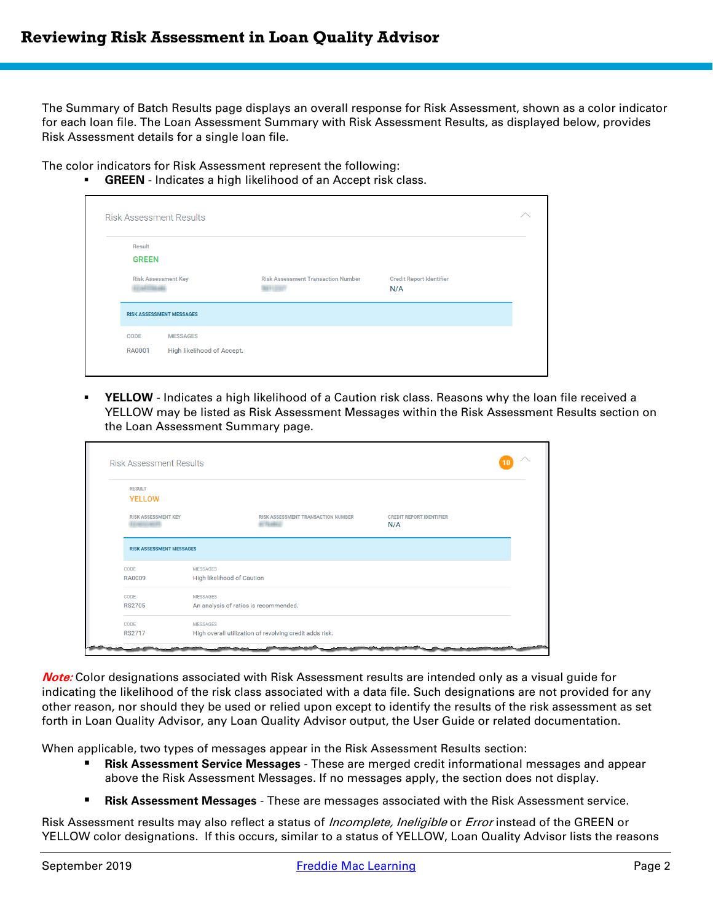The Summary of Batch Results page displays an overall response for Risk Assessment, shown as a color indicator for each loan file. The Loan Assessment Summary with Risk Assessment Results, as displayed below, provides Risk Assessment details for a single loan file.

The color indicators for Risk Assessment represent the following:

- **GREEN** - Indicates a high likelihood of an Accept risk class.

Risk Assessment Results

Result
GREEN

Risk Assessment Key | Risk Assessment Transaction Number | Credit Report Identifier N/A

RISK ASSESSMENT MESSAGES

| CODE | MESSAGES |
|---|---|
| RA0001 | High likelihood of Accept. |

- **YELLOW** - Indicates a high likelihood of a Caution risk class. Reasons why the loan file received a YELLOW may be listed as Risk Assessment Messages within the Risk Assessment Results section on the Loan Assessment Summary page.

Risk Assessment Results 10

RESULT
YELLOW

RISK ASSESSMENT KEY | RISK ASSESSMENT TRANSACTION NUMBER | CREDIT REPORT IDENTIFIER N/A

RISK ASSESSMENT MESSAGES

| CODE | MESSAGES |
|---|---|
| RA0009 | High likelihood of Caution |
| RS2705 | An analysis of ratios is recommended. |
| RS2717 | High overall utilization of revolving credit adds risk. |

***Note:*** Color designations associated with Risk Assessment results are intended only as a visual guide for indicating the likelihood of the risk class associated with a data file. Such designations are not provided for any other reason, nor should they be used or relied upon except to identify the results of the risk assessment as set forth in Loan Quality Advisor, any Loan Quality Advisor output, the User Guide or related documentation.

When applicable, two types of messages appear in the Risk Assessment Results section:

- **Risk Assessment Service Messages** - These are merged credit informational messages and appear above the Risk Assessment Messages. If no messages apply, the section does not display.
- **Risk Assessment Messages** - These are messages associated with the Risk Assessment service.

Risk Assessment results may also reflect a status of *Incomplete, Ineligible* or *Error* instead of the GREEN or YELLOW color designations. If this occurs, similar to a status of YELLOW, Loan Quality Advisor lists the reasons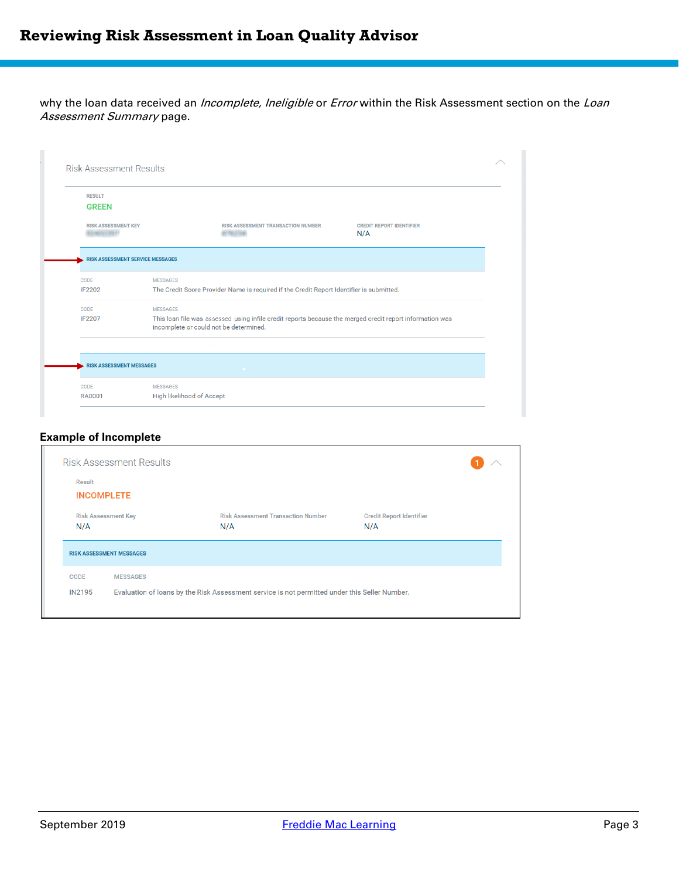why the loan data received an *Incomplete, Ineligible* or *Error* within the Risk Assessment section on the *Loan Assessment Summary* page.

Risk Assessment Results

RESULT
GREEN

| RISK ASSESSMENT KEY | RISK ASSESSMENT TRANSACTION NUMBER | CREDIT REPORT IDENTIFIER |
|---|---|---|
| | | N/A |

RISK ASSESSMENT SERVICE MESSAGES

| CODE | MESSAGES |
|---|---|
| IF2202 | The Credit Score Provider Name is required if the Credit Report Identifier is submitted. |
| IF2207 | This loan file was assessed using infile credit reports because the merged credit report information was incomplete or could not be determined. |

RISK ASSESSMENT MESSAGES

| CODE | MESSAGES |
|---|---|
| RA0001 | High likelihood of Accept |

**Example of Incomplete**

Risk Assessment Results

Result
INCOMPLETE

| Risk Assessment Key | Risk Assessment Transaction Number | Credit Report Identifier |
|---|---|---|
| N/A | N/A | N/A |

RISK ASSESSMENT MESSAGES

| CODE | MESSAGES |
|---|---|
| IN2195 | Evaluation of loans by the Risk Assessment service is not permitted under this Seller Number. |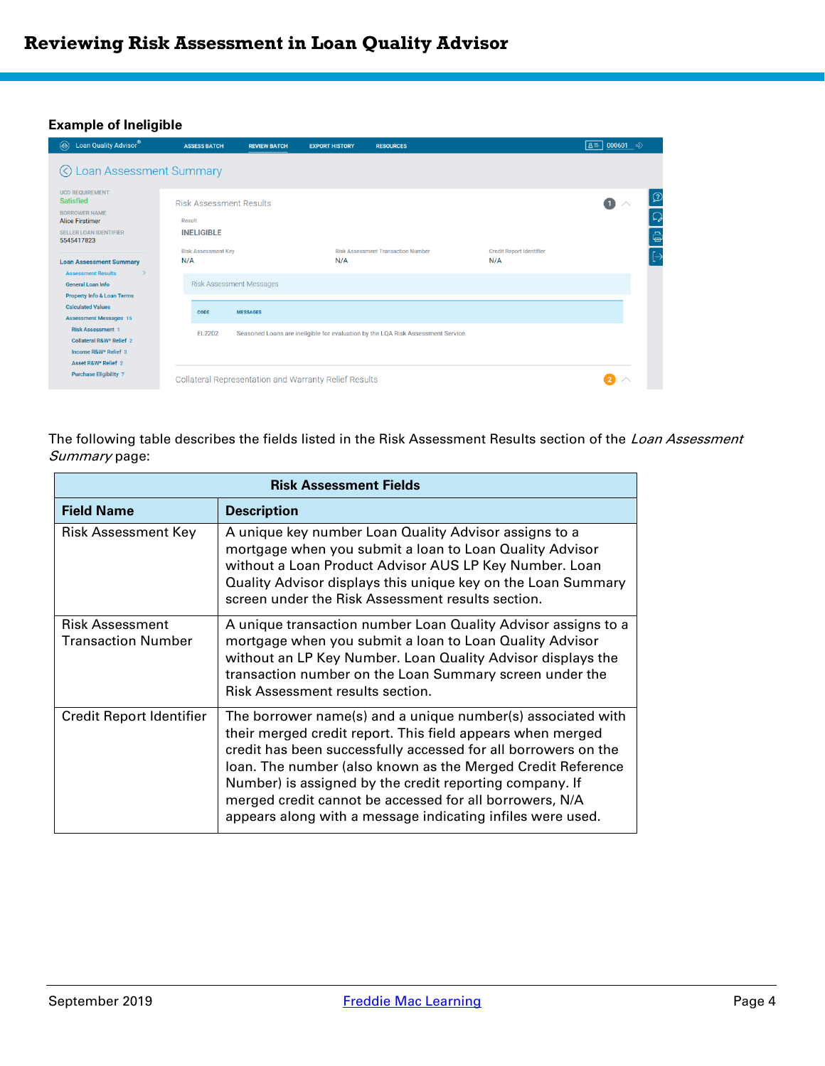**Example of Ineligible**

The following table describes the fields listed in the Risk Assessment Results section of the *Loan Assessment Summary* page:

| Risk Assessment Fields | |
|---|---|
| **Field Name** | **Description** |
| Risk Assessment Key | A unique key number Loan Quality Advisor assigns to a mortgage when you submit a loan to Loan Quality Advisor without a Loan Product Advisor AUS LP Key Number. Loan Quality Advisor displays this unique key on the Loan Summary screen under the Risk Assessment results section. |
| Risk Assessment Transaction Number | A unique transaction number Loan Quality Advisor assigns to a mortgage when you submit a loan to Loan Quality Advisor without an LP Key Number. Loan Quality Advisor displays the transaction number on the Loan Summary screen under the Risk Assessment results section. |
| Credit Report Identifier | The borrower name(s) and a unique number(s) associated with their merged credit report. This field appears when merged credit has been successfully accessed for all borrowers on the loan. The number (also known as the Merged Credit Reference Number) is assigned by the credit reporting company. If merged credit cannot be accessed for all borrowers, N/A appears along with a message indicating infiles were used. |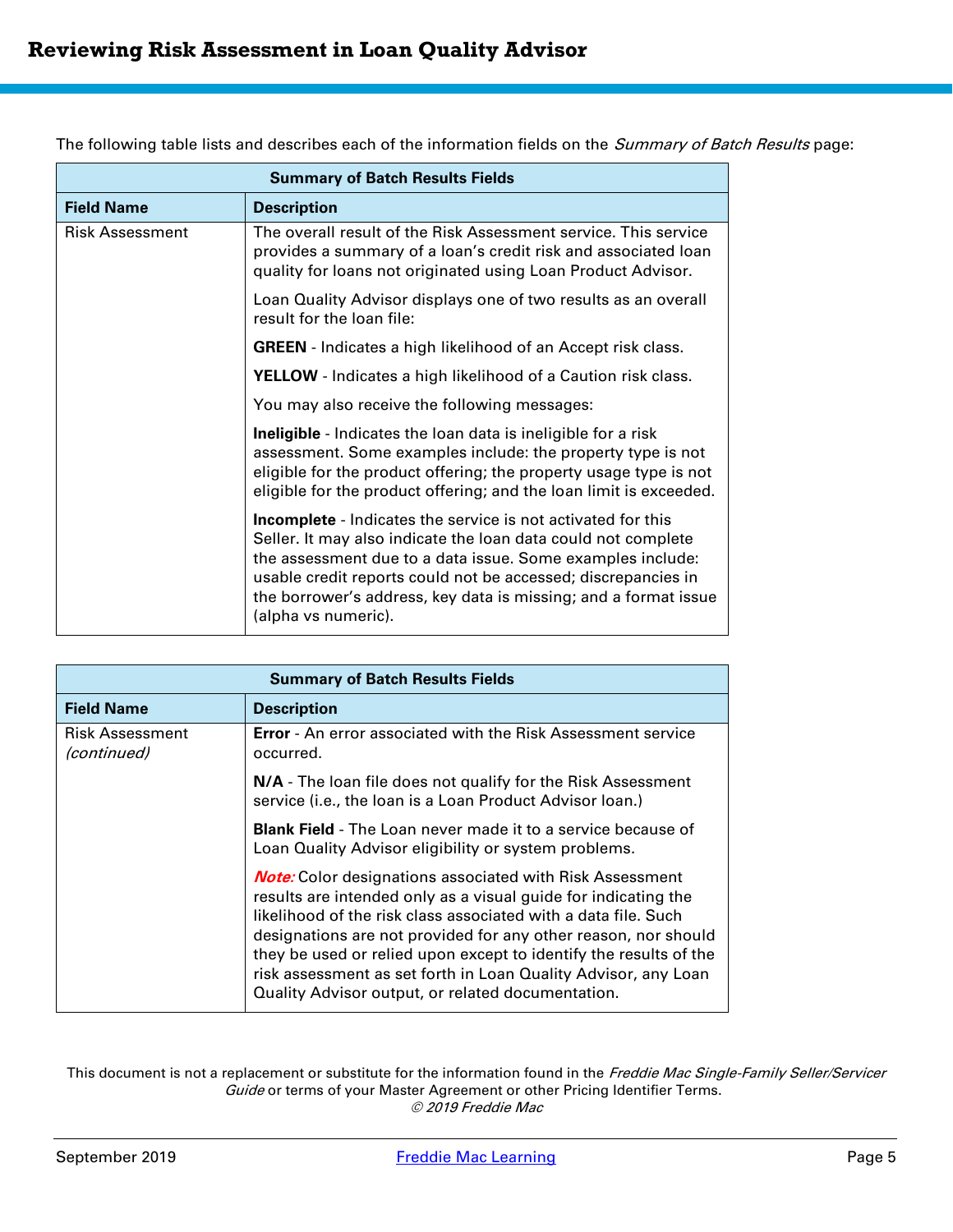The following table lists and describes each of the information fields on the *Summary of Batch Results* page:

| Summary of Batch Results Fields | |
|---|---|
| **Field Name** | **Description** |
| Risk Assessment | The overall result of the Risk Assessment service. This service provides a summary of a loan's credit risk and associated loan quality for loans not originated using Loan Product Advisor.<br><br>Loan Quality Advisor displays one of two results as an overall result for the loan file:<br><br>**GREEN** - Indicates a high likelihood of an Accept risk class.<br><br>**YELLOW** - Indicates a high likelihood of a Caution risk class.<br><br>You may also receive the following messages:<br><br>**Ineligible** - Indicates the loan data is ineligible for a risk assessment. Some examples include: the property type is not eligible for the product offering; the property usage type is not eligible for the product offering; and the loan limit is exceeded.<br><br>**Incomplete** - Indicates the service is not activated for this Seller. It may also indicate the loan data could not complete the assessment due to a data issue. Some examples include: usable credit reports could not be accessed; discrepancies in the borrower's address, key data is missing; and a format issue (alpha vs numeric). |
| Risk Assessment *(continued)* | **Error** - An error associated with the Risk Assessment service occurred.<br><br>**N/A** - The loan file does not qualify for the Risk Assessment service (i.e., the loan is a Loan Product Advisor loan.)<br><br>**Blank Field** - The Loan never made it to a service because of Loan Quality Advisor eligibility or system problems.<br><br>***Note:*** Color designations associated with Risk Assessment results are intended only as a visual guide for indicating the likelihood of the risk class associated with a data file. Such designations are not provided for any other reason, nor should they be used or relied upon except to identify the results of the risk assessment as set forth in Loan Quality Advisor, any Loan Quality Advisor output, or related documentation. |